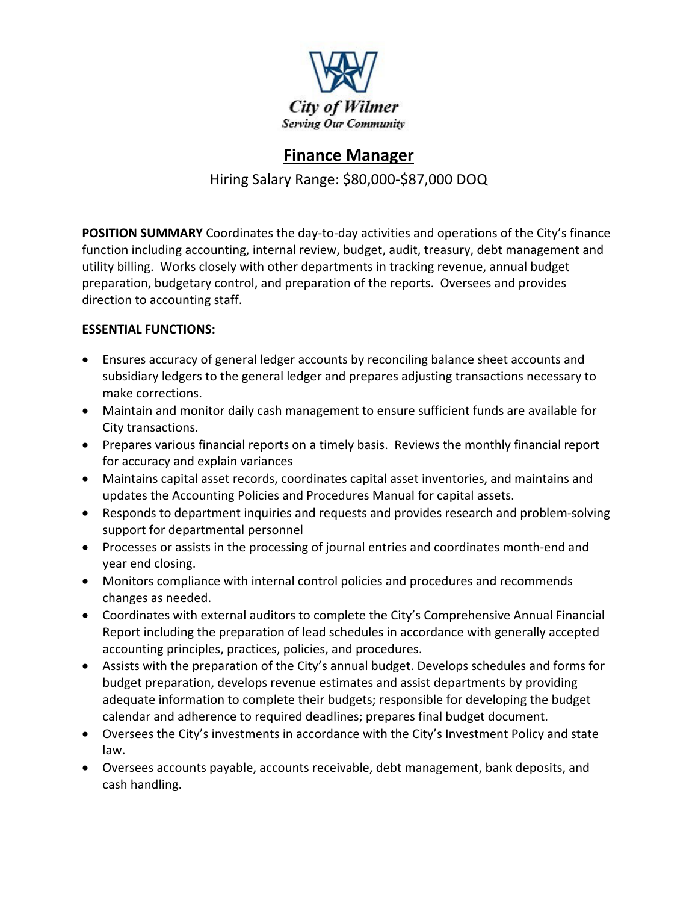City of Wilmer
*Serving Our Community*

# Finance Manager

Hiring Salary Range: $80,000-$87,000 DOQ

**POSITION SUMMARY** Coordinates the day-to-day activities and operations of the City's finance function including accounting, internal review, budget, audit, treasury, debt management and utility billing. Works closely with other departments in tracking revenue, annual budget preparation, budgetary control, and preparation of the reports. Oversees and provides direction to accounting staff.

**ESSENTIAL FUNCTIONS:**

- Ensures accuracy of general ledger accounts by reconciling balance sheet accounts and subsidiary ledgers to the general ledger and prepares adjusting transactions necessary to make corrections.
- Maintain and monitor daily cash management to ensure sufficient funds are available for City transactions.
- Prepares various financial reports on a timely basis. Reviews the monthly financial report for accuracy and explain variances
- Maintains capital asset records, coordinates capital asset inventories, and maintains and updates the Accounting Policies and Procedures Manual for capital assets.
- Responds to department inquiries and requests and provides research and problem-solving support for departmental personnel
- Processes or assists in the processing of journal entries and coordinates month-end and year end closing.
- Monitors compliance with internal control policies and procedures and recommends changes as needed.
- Coordinates with external auditors to complete the City's Comprehensive Annual Financial Report including the preparation of lead schedules in accordance with generally accepted accounting principles, practices, policies, and procedures.
- Assists with the preparation of the City's annual budget. Develops schedules and forms for budget preparation, develops revenue estimates and assist departments by providing adequate information to complete their budgets; responsible for developing the budget calendar and adherence to required deadlines; prepares final budget document.
- Oversees the City's investments in accordance with the City's Investment Policy and state law.
- Oversees accounts payable, accounts receivable, debt management, bank deposits, and cash handling.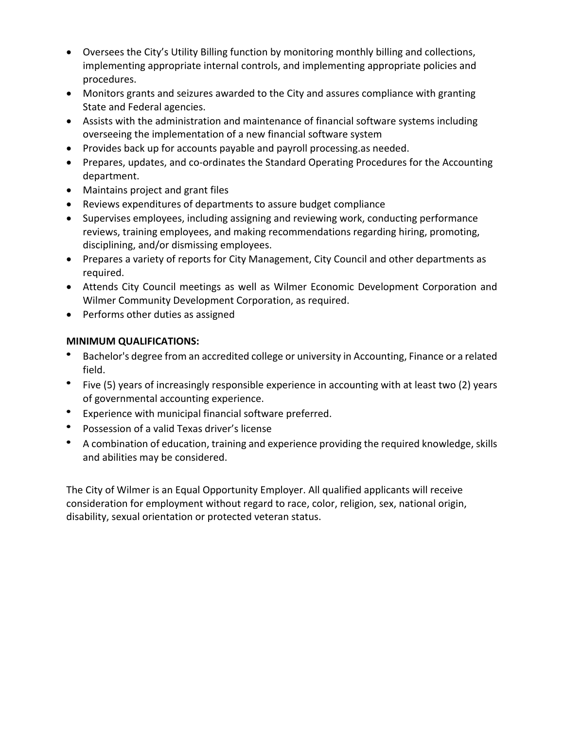- Oversees the City's Utility Billing function by monitoring monthly billing and collections, implementing appropriate internal controls, and implementing appropriate policies and procedures.
- Monitors grants and seizures awarded to the City and assures compliance with granting State and Federal agencies.
- Assists with the administration and maintenance of financial software systems including overseeing the implementation of a new financial software system
- Provides back up for accounts payable and payroll processing.as needed.
- Prepares, updates, and co-ordinates the Standard Operating Procedures for the Accounting department.
- Maintains project and grant files
- Reviews expenditures of departments to assure budget compliance
- Supervises employees, including assigning and reviewing work, conducting performance reviews, training employees, and making recommendations regarding hiring, promoting, disciplining, and/or dismissing employees.
- Prepares a variety of reports for City Management, City Council and other departments as required.
- Attends City Council meetings as well as Wilmer Economic Development Corporation and Wilmer Community Development Corporation, as required.
- Performs other duties as assigned

**MINIMUM QUALIFICATIONS:**

- Bachelor's degree from an accredited college or university in Accounting, Finance or a related field.
- Five (5) years of increasingly responsible experience in accounting with at least two (2) years of governmental accounting experience.
- Experience with municipal financial software preferred.
- Possession of a valid Texas driver's license
- A combination of education, training and experience providing the required knowledge, skills and abilities may be considered.

The City of Wilmer is an Equal Opportunity Employer. All qualified applicants will receive consideration for employment without regard to race, color, religion, sex, national origin, disability, sexual orientation or protected veteran status.